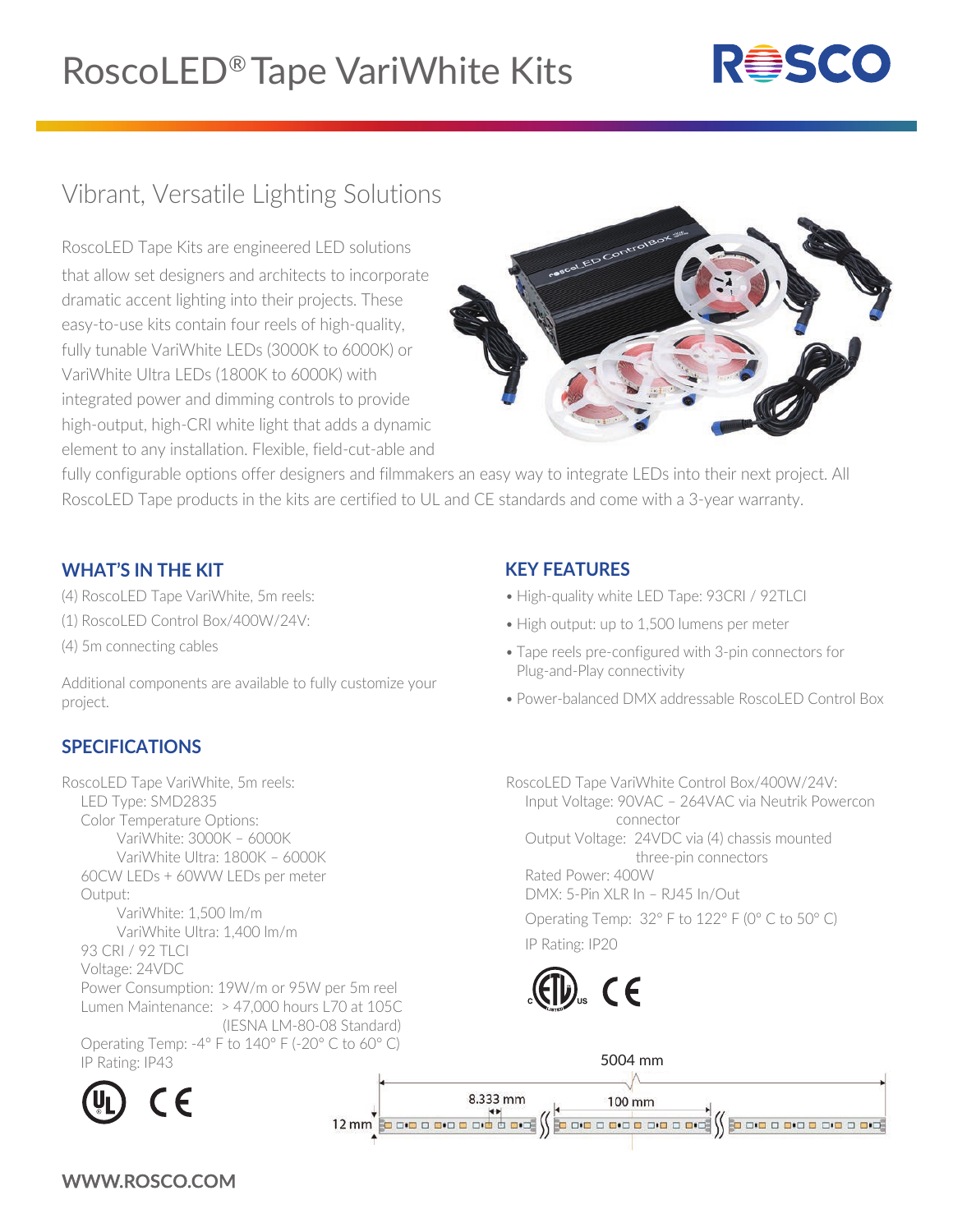# RoscoLED® Tape VariWhite Kits

## Vibrant, Versatile Lighting Solutions

RoscoLED Tape Kits are engineered LED solutions that allow set designers and architects to incorporate dramatic accent lighting into their projects. These easy-to-use kits contain four reels of high-quality, fully tunable VariWhite LEDs (3000K to 6000K) or VariWhite Ultra LEDs (1800K to 6000K) with integrated power and dimming controls to provide high-output, high-CRI white light that adds a dynamic element to any installation. Flexible, field-cut-able and fully configurable options offer designers and filmmakers an easy way to integrate LEDs into their next project. All RoscoLED Tape products in the kits are certified to UL and CE standards and come with a 3-year warranty.

### WHAT'S IN THE KIT

(4) RoscoLED Tape VariWhite, 5m reels:

(1) RoscoLED Control Box/400W/24V:

(4) 5m connecting cables

Additional components are available to fully customize your project.

### KEY FEATURES

- High-quality white LED Tape: 93CRI / 92TLCI
- High output: up to 1,500 lumens per meter
- Tape reels pre-configured with 3-pin connectors for Plug-and-Play connectivity
- Power-balanced DMX addressable RoscoLED Control Box

### SPECIFICATIONS

RoscoLED Tape VariWhite, 5m reels:

- LED Type: SMD2835
- Color Temperature Options:
  - VariWhite: 3000K – 6000K
  - VariWhite Ultra: 1800K – 6000K
- 60CW LEDs + 60WW LEDs per meter
- Output:
  - VariWhite: 1,500 lm/m
  - VariWhite Ultra: 1,400 lm/m
- 93 CRI / 92 TLCI
- Voltage: 24VDC
- Power Consumption: 19W/m or 95W per 5m reel
- Lumen Maintenance: > 47,000 hours L70 at 105C (IESNA LM-80-08 Standard)
- Operating Temp: -4° F to 140° F (-20° C to 60° C)
- IP Rating: IP43

RoscoLED Tape VariWhite Control Box/400W/24V:

- Input Voltage: 90VAC – 264VAC via Neutrik Powercon connector
- Output Voltage: 24VDC via (4) chassis mounted three-pin connectors
- Rated Power: 400W
- DMX: 5-Pin XLR In – RJ45 In/Out
- Operating Temp: 32° F to 122° F (0° C to 50° C)
- IP Rating: IP20

5004 mm

8.333 mm

100 mm

12 mm

**WWW.ROSCO.COM**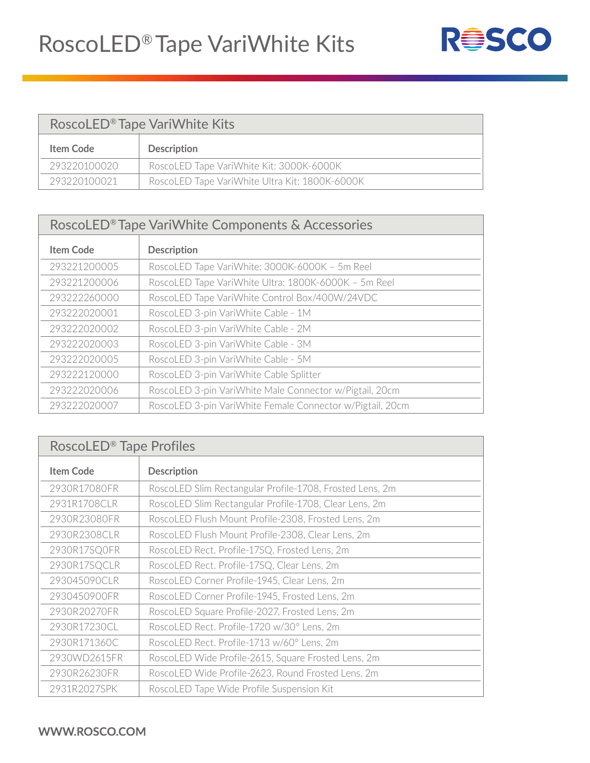# RoscoLED® Tape VariWhite Kits

| RoscoLED® Tape VariWhite Kits | |
|---|---|
| **Item Code** | **Description** |
| 293220100020 | RoscoLED Tape VariWhite Kit: 3000K-6000K |
| 293220100021 | RoscoLED Tape VariWhite Ultra Kit: 1800K-6000K |

| RoscoLED® Tape VariWhite Components & Accessories | |
|---|---|
| **Item Code** | **Description** |
| 293221200005 | RoscoLED Tape VariWhite: 3000K-6000K – 5m Reel |
| 293221200006 | RoscoLED Tape VariWhite Ultra: 1800K-6000K – 5m Reel |
| 293222260000 | RoscoLED Tape VariWhite Control Box/400W/24VDC |
| 293222020001 | RoscoLED 3-pin VariWhite Cable - 1M |
| 293222020002 | RoscoLED 3-pin VariWhite Cable - 2M |
| 293222020003 | RoscoLED 3-pin VariWhite Cable - 3M |
| 293222020005 | RoscoLED 3-pin VariWhite Cable - 5M |
| 293222120000 | RoscoLED 3-pin VariWhite Cable Splitter |
| 293222020006 | RoscoLED 3-pin VariWhite Male Connector w/Pigtail, 20cm |
| 293222020007 | RoscoLED 3-pin VariWhite Female Connector w/Pigtail, 20cm |

| RoscoLED® Tape Profiles | |
|---|---|
| **Item Code** | **Description** |
| 2930R17080FR | RoscoLED Slim Rectangular Profile-1708, Frosted Lens, 2m |
| 2931R1708CLR | RoscoLED Slim Rectangular Profile-1708, Clear Lens, 2m |
| 2930R23080FR | RoscoLED Flush Mount Profile-2308, Frosted Lens, 2m |
| 2930R2308CLR | RoscoLED Flush Mount Profile-2308, Clear Lens, 2m |
| 2930R17SQ0FR | RoscoLED Rect. Profile-17SQ, Frosted Lens, 2m |
| 2930R17SQCLR | RoscoLED Rect. Profile-17SQ, Clear Lens, 2m |
| 293045090CLR | RoscoLED Corner Profile-1945, Clear Lens, 2m |
| 2930450900FR | RoscoLED Corner Profile-1945, Frosted Lens, 2m |
| 2930R20270FR | RoscoLED Square Profile-2027, Frosted Lens, 2m |
| 2930R17230CL | RoscoLED Rect. Profile-1720 w/30° Lens, 2m |
| 2930R171360C | RoscoLED Rect. Profile-1713 w/60° Lens, 2m |
| 2930WD2615FR | RoscoLED Wide Profile-2615, Square Frosted Lens, 2m |
| 2930R26230FR | RoscoLED Wide Profile-2623, Round Frosted Lens, 2m |
| 2931R2027SPK | RoscoLED Tape Wide Profile Suspension Kit |

**WWW.ROSCO.COM**